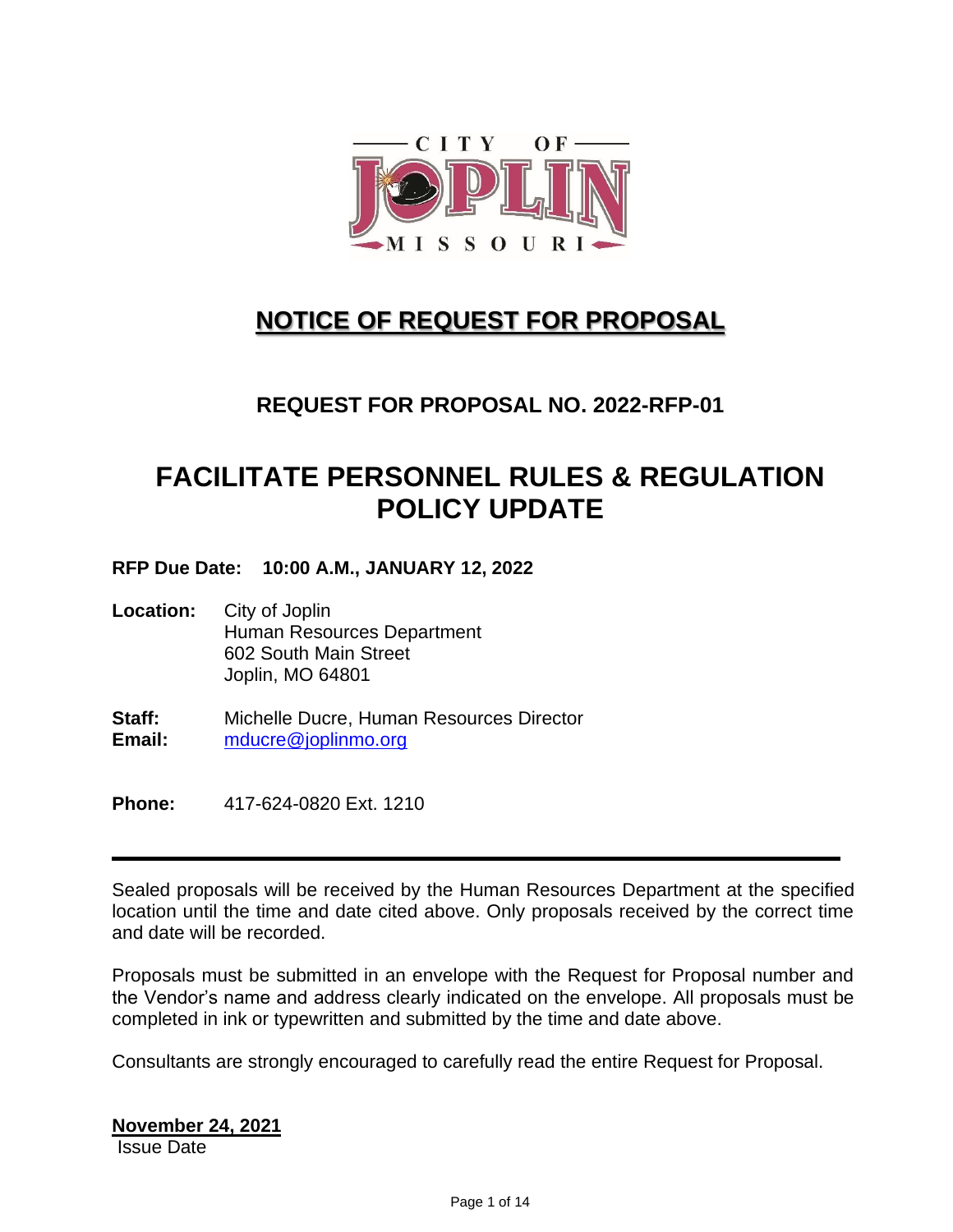CITY OF JOPLIN MISSOURI

# NOTICE OF REQUEST FOR PROPOSAL

## REQUEST FOR PROPOSAL NO. 2022-RFP-01

# FACILITATE PERSONNEL RULES & REGULATION POLICY UPDATE

**RFP Due Date: 10:00 A.M., JANUARY 12, 2022**

**Location:** City of Joplin
Human Resources Department
602 South Main Street
Joplin, MO 64801

**Staff:** Michelle Ducre, Human Resources Director
**Email:** mducre@joplinmo.org

**Phone:** 417-624-0820 Ext. 1210

---

Sealed proposals will be received by the Human Resources Department at the specified location until the time and date cited above. Only proposals received by the correct time and date will be recorded.

Proposals must be submitted in an envelope with the Request for Proposal number and the Vendor's name and address clearly indicated on the envelope. All proposals must be completed in ink or typewritten and submitted by the time and date above.

Consultants are strongly encouraged to carefully read the entire Request for Proposal.

**November 24, 2021**
Issue Date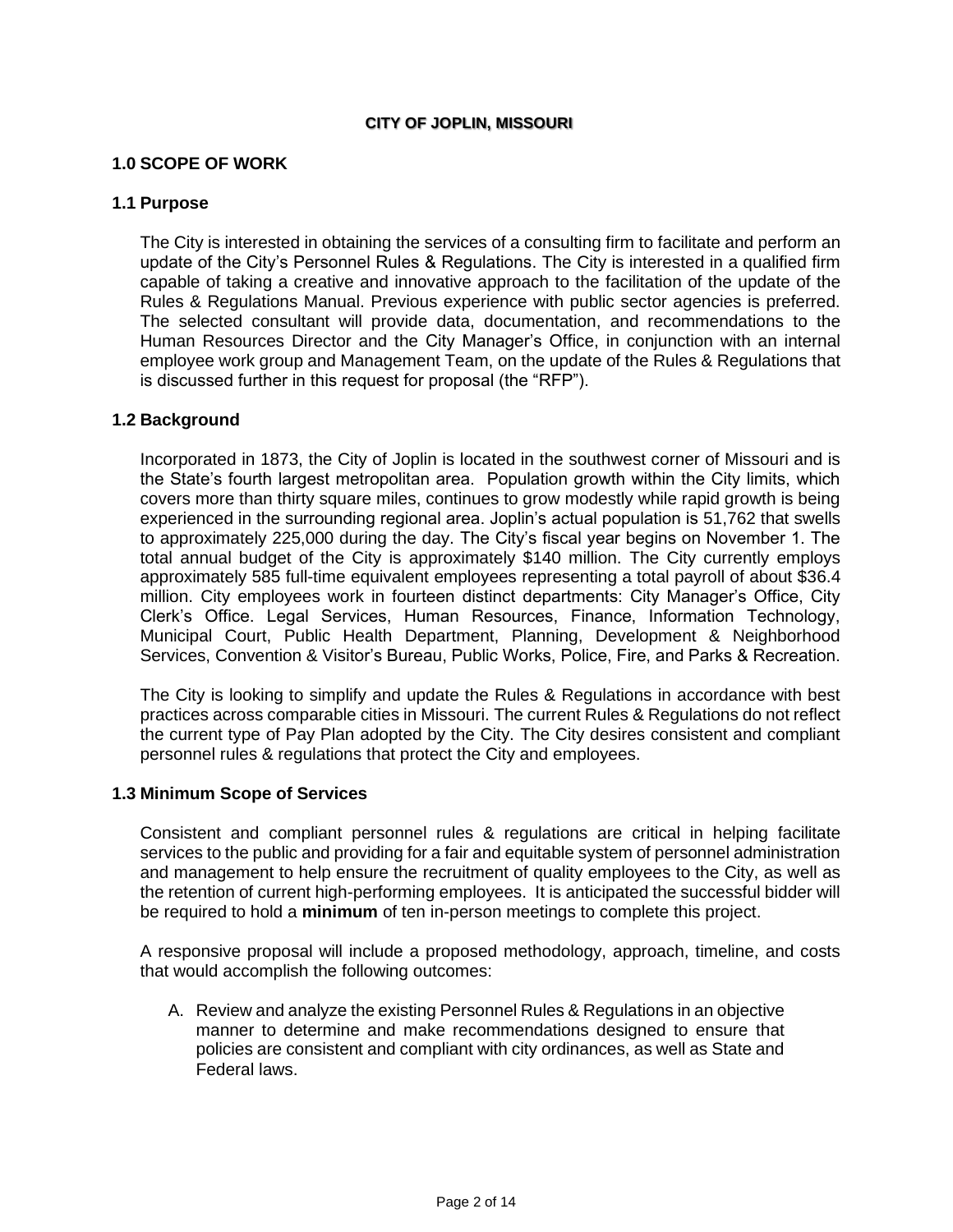**CITY OF JOPLIN, MISSOURI**

## 1.0 SCOPE OF WORK

### 1.1 Purpose

The City is interested in obtaining the services of a consulting firm to facilitate and perform an update of the City's Personnel Rules & Regulations. The City is interested in a qualified firm capable of taking a creative and innovative approach to the facilitation of the update of the Rules & Regulations Manual. Previous experience with public sector agencies is preferred. The selected consultant will provide data, documentation, and recommendations to the Human Resources Director and the City Manager's Office, in conjunction with an internal employee work group and Management Team, on the update of the Rules & Regulations that is discussed further in this request for proposal (the "RFP").

### 1.2 Background

Incorporated in 1873, the City of Joplin is located in the southwest corner of Missouri and is the State's fourth largest metropolitan area. Population growth within the City limits, which covers more than thirty square miles, continues to grow modestly while rapid growth is being experienced in the surrounding regional area. Joplin's actual population is 51,762 that swells to approximately 225,000 during the day. The City's fiscal year begins on November 1. The total annual budget of the City is approximately $140 million. The City currently employs approximately 585 full-time equivalent employees representing a total payroll of about $36.4 million. City employees work in fourteen distinct departments: City Manager's Office, City Clerk's Office. Legal Services, Human Resources, Finance, Information Technology, Municipal Court, Public Health Department, Planning, Development & Neighborhood Services, Convention & Visitor's Bureau, Public Works, Police, Fire, and Parks & Recreation.

The City is looking to simplify and update the Rules & Regulations in accordance with best practices across comparable cities in Missouri. The current Rules & Regulations do not reflect the current type of Pay Plan adopted by the City. The City desires consistent and compliant personnel rules & regulations that protect the City and employees.

### 1.3 Minimum Scope of Services

Consistent and compliant personnel rules & regulations are critical in helping facilitate services to the public and providing for a fair and equitable system of personnel administration and management to help ensure the recruitment of quality employees to the City, as well as the retention of current high-performing employees. It is anticipated the successful bidder will be required to hold a **minimum** of ten in-person meetings to complete this project.

A responsive proposal will include a proposed methodology, approach, timeline, and costs that would accomplish the following outcomes:

A. Review and analyze the existing Personnel Rules & Regulations in an objective manner to determine and make recommendations designed to ensure that policies are consistent and compliant with city ordinances, as well as State and Federal laws.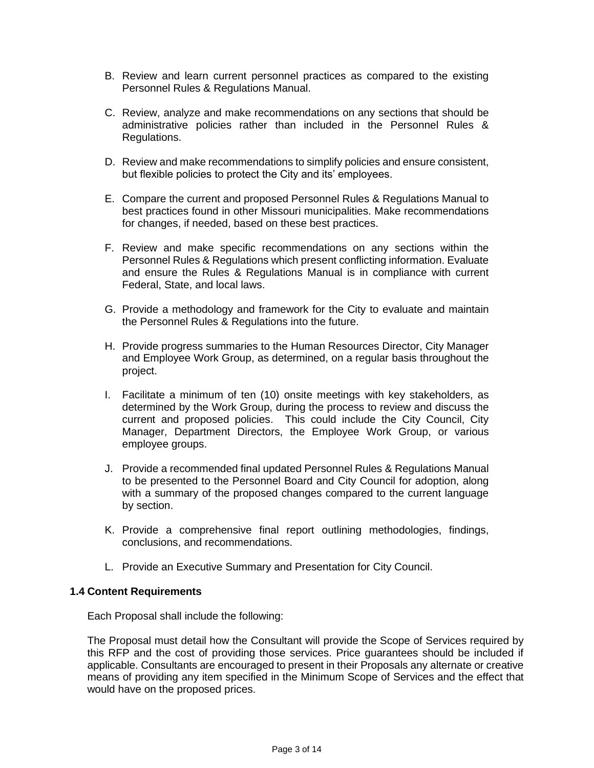B. Review and learn current personnel practices as compared to the existing Personnel Rules & Regulations Manual.

C. Review, analyze and make recommendations on any sections that should be administrative policies rather than included in the Personnel Rules & Regulations.

D. Review and make recommendations to simplify policies and ensure consistent, but flexible policies to protect the City and its' employees.

E. Compare the current and proposed Personnel Rules & Regulations Manual to best practices found in other Missouri municipalities. Make recommendations for changes, if needed, based on these best practices.

F. Review and make specific recommendations on any sections within the Personnel Rules & Regulations which present conflicting information. Evaluate and ensure the Rules & Regulations Manual is in compliance with current Federal, State, and local laws.

G. Provide a methodology and framework for the City to evaluate and maintain the Personnel Rules & Regulations into the future.

H. Provide progress summaries to the Human Resources Director, City Manager and Employee Work Group, as determined, on a regular basis throughout the project.

I. Facilitate a minimum of ten (10) onsite meetings with key stakeholders, as determined by the Work Group, during the process to review and discuss the current and proposed policies. This could include the City Council, City Manager, Department Directors, the Employee Work Group, or various employee groups.

J. Provide a recommended final updated Personnel Rules & Regulations Manual to be presented to the Personnel Board and City Council for adoption, along with a summary of the proposed changes compared to the current language by section.

K. Provide a comprehensive final report outlining methodologies, findings, conclusions, and recommendations.

L. Provide an Executive Summary and Presentation for City Council.

### 1.4 Content Requirements

Each Proposal shall include the following:

The Proposal must detail how the Consultant will provide the Scope of Services required by this RFP and the cost of providing those services. Price guarantees should be included if applicable. Consultants are encouraged to present in their Proposals any alternate or creative means of providing any item specified in the Minimum Scope of Services and the effect that would have on the proposed prices.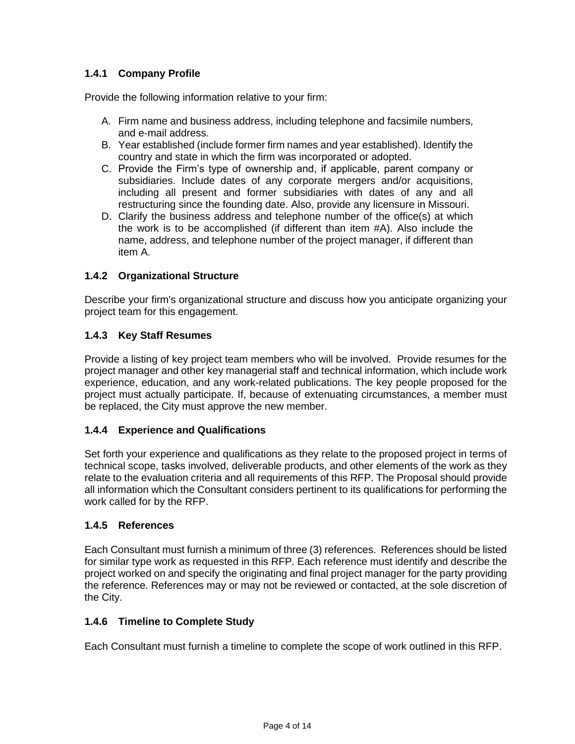### 1.4.1 Company Profile

Provide the following information relative to your firm:

A. Firm name and business address, including telephone and facsimile numbers, and e-mail address.
B. Year established (include former firm names and year established). Identify the country and state in which the firm was incorporated or adopted.
C. Provide the Firm's type of ownership and, if applicable, parent company or subsidiaries. Include dates of any corporate mergers and/or acquisitions, including all present and former subsidiaries with dates of any and all restructuring since the founding date. Also, provide any licensure in Missouri.
D. Clarify the business address and telephone number of the office(s) at which the work is to be accomplished (if different than item #A). Also include the name, address, and telephone number of the project manager, if different than item A.

### 1.4.2 Organizational Structure

Describe your firm's organizational structure and discuss how you anticipate organizing your project team for this engagement.

### 1.4.3 Key Staff Resumes

Provide a listing of key project team members who will be involved. Provide resumes for the project manager and other key managerial staff and technical information, which include work experience, education, and any work-related publications. The key people proposed for the project must actually participate. If, because of extenuating circumstances, a member must be replaced, the City must approve the new member.

### 1.4.4 Experience and Qualifications

Set forth your experience and qualifications as they relate to the proposed project in terms of technical scope, tasks involved, deliverable products, and other elements of the work as they relate to the evaluation criteria and all requirements of this RFP. The Proposal should provide all information which the Consultant considers pertinent to its qualifications for performing the work called for by the RFP.

### 1.4.5 References

Each Consultant must furnish a minimum of three (3) references. References should be listed for similar type work as requested in this RFP. Each reference must identify and describe the project worked on and specify the originating and final project manager for the party providing the reference. References may or may not be reviewed or contacted, at the sole discretion of the City.

### 1.4.6 Timeline to Complete Study

Each Consultant must furnish a timeline to complete the scope of work outlined in this RFP.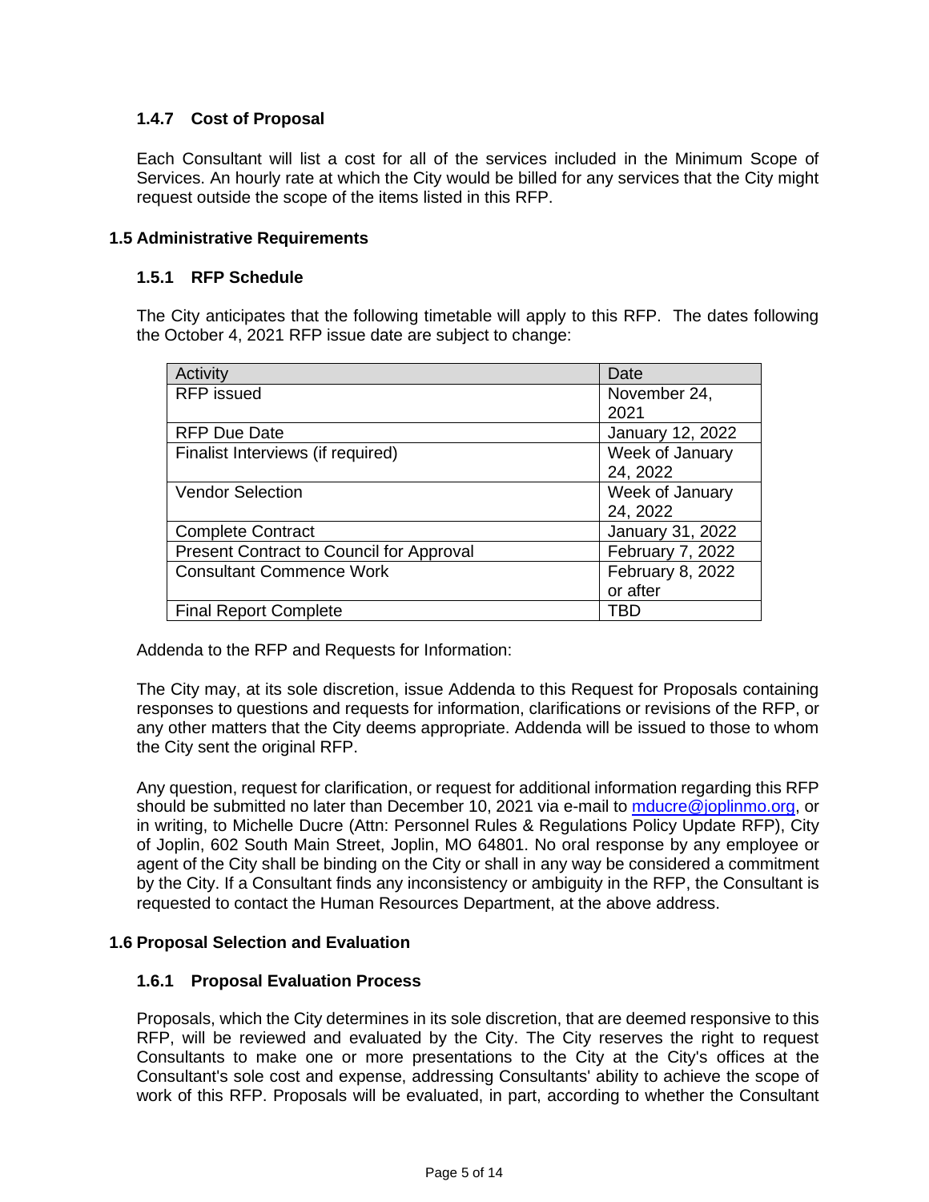### 1.4.7 Cost of Proposal

Each Consultant will list a cost for all of the services included in the Minimum Scope of Services. An hourly rate at which the City would be billed for any services that the City might request outside the scope of the items listed in this RFP.

## 1.5 Administrative Requirements

### 1.5.1 RFP Schedule

The City anticipates that the following timetable will apply to this RFP. The dates following the October 4, 2021 RFP issue date are subject to change:

| Activity | Date |
|---|---|
| RFP issued | November 24, 2021 |
| RFP Due Date | January 12, 2022 |
| Finalist Interviews (if required) | Week of January 24, 2022 |
| Vendor Selection | Week of January 24, 2022 |
| Complete Contract | January 31, 2022 |
| Present Contract to Council for Approval | February 7, 2022 |
| Consultant Commence Work | February 8, 2022 or after |
| Final Report Complete | TBD |

Addenda to the RFP and Requests for Information:

The City may, at its sole discretion, issue Addenda to this Request for Proposals containing responses to questions and requests for information, clarifications or revisions of the RFP, or any other matters that the City deems appropriate. Addenda will be issued to those to whom the City sent the original RFP.

Any question, request for clarification, or request for additional information regarding this RFP should be submitted no later than December 10, 2021 via e-mail to mducre@joplinmo.org, or in writing, to Michelle Ducre (Attn: Personnel Rules & Regulations Policy Update RFP), City of Joplin, 602 South Main Street, Joplin, MO 64801. No oral response by any employee or agent of the City shall be binding on the City or shall in any way be considered a commitment by the City. If a Consultant finds any inconsistency or ambiguity in the RFP, the Consultant is requested to contact the Human Resources Department, at the above address.

## 1.6 Proposal Selection and Evaluation

### 1.6.1 Proposal Evaluation Process

Proposals, which the City determines in its sole discretion, that are deemed responsive to this RFP, will be reviewed and evaluated by the City. The City reserves the right to request Consultants to make one or more presentations to the City at the City's offices at the Consultant's sole cost and expense, addressing Consultants' ability to achieve the scope of work of this RFP. Proposals will be evaluated, in part, according to whether the Consultant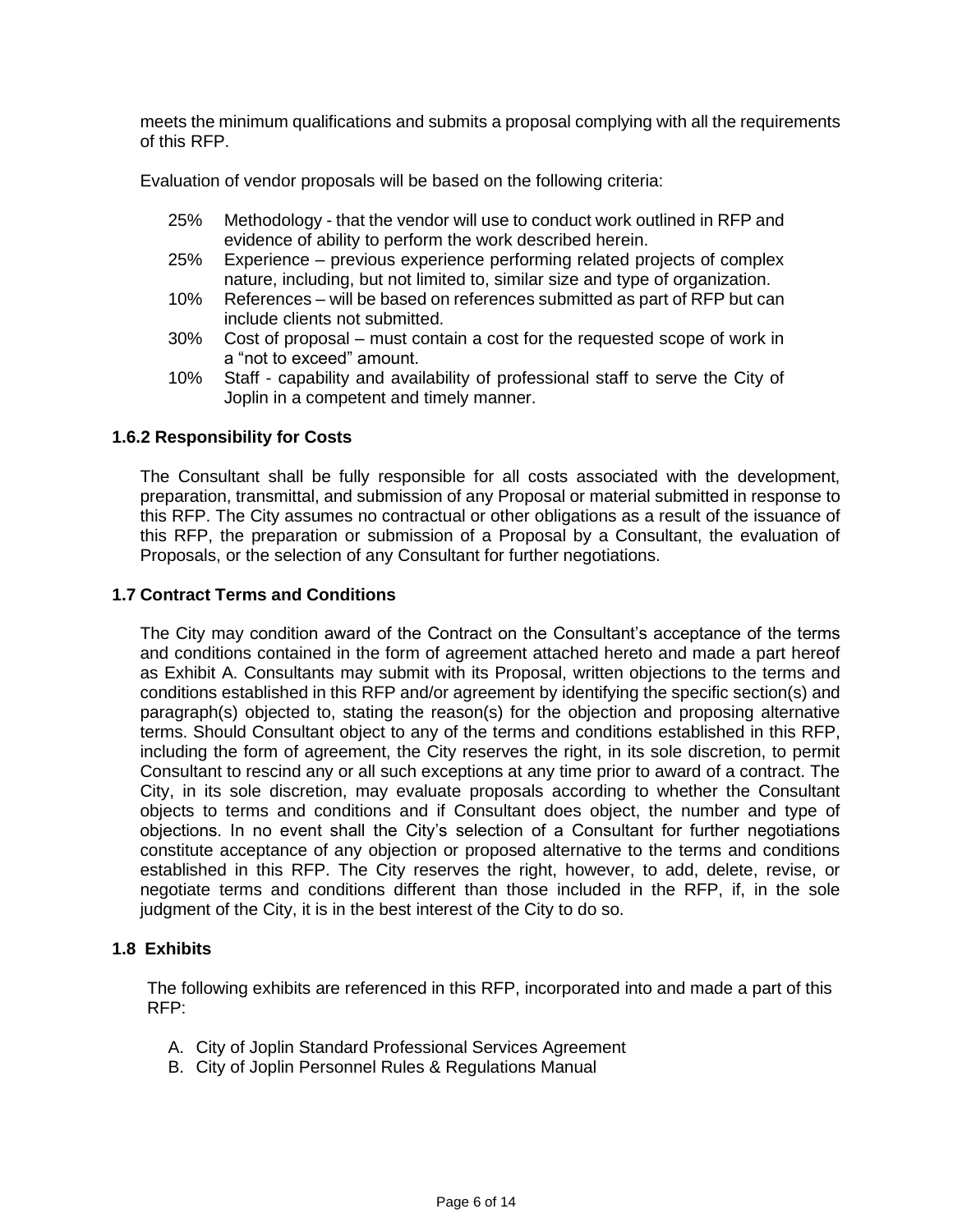meets the minimum qualifications and submits a proposal complying with all the requirements of this RFP.

Evaluation of vendor proposals will be based on the following criteria:

- 25% Methodology - that the vendor will use to conduct work outlined in RFP and evidence of ability to perform the work described herein.
- 25% Experience – previous experience performing related projects of complex nature, including, but not limited to, similar size and type of organization.
- 10% References – will be based on references submitted as part of RFP but can include clients not submitted.
- 30% Cost of proposal – must contain a cost for the requested scope of work in a "not to exceed" amount.
- 10% Staff - capability and availability of professional staff to serve the City of Joplin in a competent and timely manner.

### 1.6.2 Responsibility for Costs

The Consultant shall be fully responsible for all costs associated with the development, preparation, transmittal, and submission of any Proposal or material submitted in response to this RFP. The City assumes no contractual or other obligations as a result of the issuance of this RFP, the preparation or submission of a Proposal by a Consultant, the evaluation of Proposals, or the selection of any Consultant for further negotiations.

### 1.7 Contract Terms and Conditions

The City may condition award of the Contract on the Consultant's acceptance of the terms and conditions contained in the form of agreement attached hereto and made a part hereof as Exhibit A. Consultants may submit with its Proposal, written objections to the terms and conditions established in this RFP and/or agreement by identifying the specific section(s) and paragraph(s) objected to, stating the reason(s) for the objection and proposing alternative terms. Should Consultant object to any of the terms and conditions established in this RFP, including the form of agreement, the City reserves the right, in its sole discretion, to permit Consultant to rescind any or all such exceptions at any time prior to award of a contract. The City, in its sole discretion, may evaluate proposals according to whether the Consultant objects to terms and conditions and if Consultant does object, the number and type of objections. In no event shall the City's selection of a Consultant for further negotiations constitute acceptance of any objection or proposed alternative to the terms and conditions established in this RFP. The City reserves the right, however, to add, delete, revise, or negotiate terms and conditions different than those included in the RFP, if, in the sole judgment of the City, it is in the best interest of the City to do so.

### 1.8 Exhibits

The following exhibits are referenced in this RFP, incorporated into and made a part of this RFP:

A. City of Joplin Standard Professional Services Agreement
B. City of Joplin Personnel Rules & Regulations Manual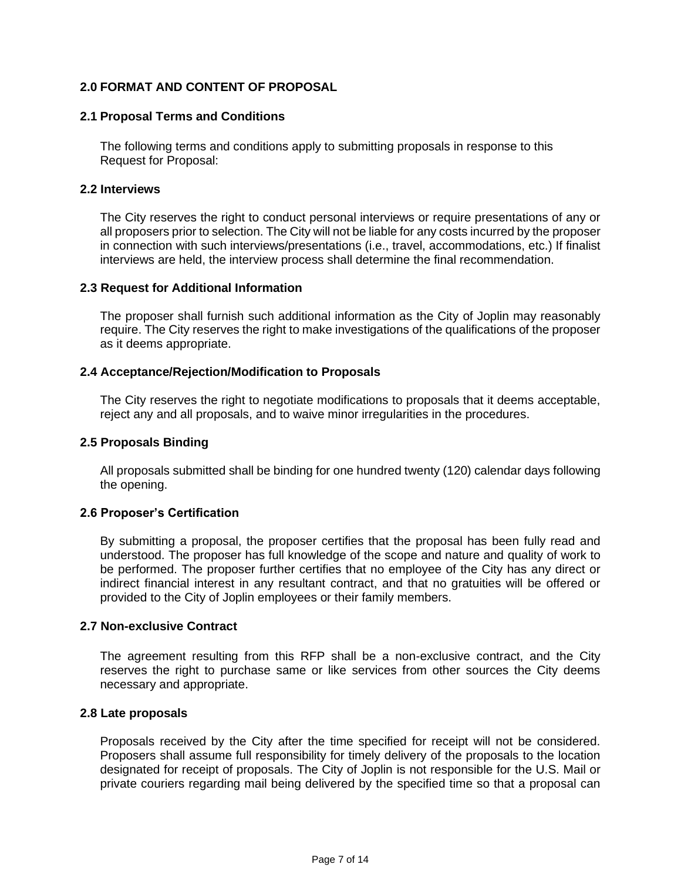## 2.0 FORMAT AND CONTENT OF PROPOSAL

### 2.1 Proposal Terms and Conditions

The following terms and conditions apply to submitting proposals in response to this Request for Proposal:

### 2.2 Interviews

The City reserves the right to conduct personal interviews or require presentations of any or all proposers prior to selection. The City will not be liable for any costs incurred by the proposer in connection with such interviews/presentations (i.e., travel, accommodations, etc.) If finalist interviews are held, the interview process shall determine the final recommendation.

### 2.3 Request for Additional Information

The proposer shall furnish such additional information as the City of Joplin may reasonably require. The City reserves the right to make investigations of the qualifications of the proposer as it deems appropriate.

### 2.4 Acceptance/Rejection/Modification to Proposals

The City reserves the right to negotiate modifications to proposals that it deems acceptable, reject any and all proposals, and to waive minor irregularities in the procedures.

### 2.5 Proposals Binding

All proposals submitted shall be binding for one hundred twenty (120) calendar days following the opening.

### 2.6 Proposer's Certification

By submitting a proposal, the proposer certifies that the proposal has been fully read and understood. The proposer has full knowledge of the scope and nature and quality of work to be performed. The proposer further certifies that no employee of the City has any direct or indirect financial interest in any resultant contract, and that no gratuities will be offered or provided to the City of Joplin employees or their family members.

### 2.7 Non-exclusive Contract

The agreement resulting from this RFP shall be a non-exclusive contract, and the City reserves the right to purchase same or like services from other sources the City deems necessary and appropriate.

### 2.8 Late proposals

Proposals received by the City after the time specified for receipt will not be considered. Proposers shall assume full responsibility for timely delivery of the proposals to the location designated for receipt of proposals. The City of Joplin is not responsible for the U.S. Mail or private couriers regarding mail being delivered by the specified time so that a proposal can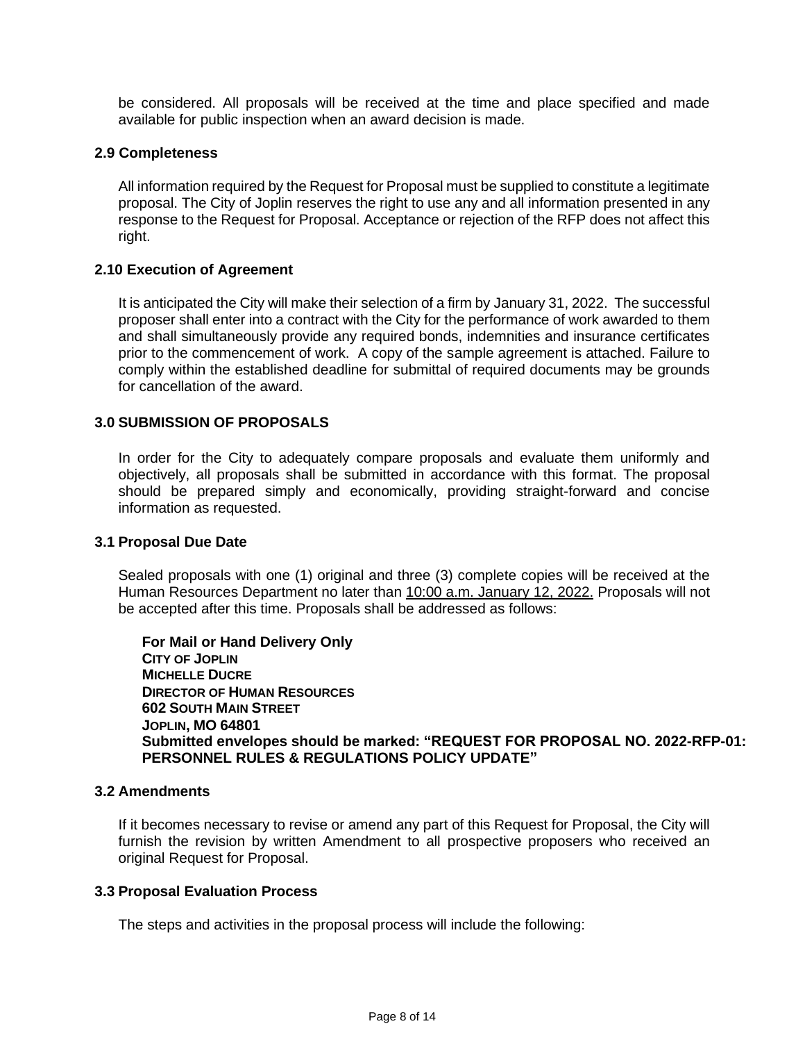be considered. All proposals will be received at the time and place specified and made available for public inspection when an award decision is made.

### 2.9 Completeness

All information required by the Request for Proposal must be supplied to constitute a legitimate proposal. The City of Joplin reserves the right to use any and all information presented in any response to the Request for Proposal. Acceptance or rejection of the RFP does not affect this right.

### 2.10 Execution of Agreement

It is anticipated the City will make their selection of a firm by January 31, 2022. The successful proposer shall enter into a contract with the City for the performance of work awarded to them and shall simultaneously provide any required bonds, indemnities and insurance certificates prior to the commencement of work. A copy of the sample agreement is attached. Failure to comply within the established deadline for submittal of required documents may be grounds for cancellation of the award.

## 3.0 SUBMISSION OF PROPOSALS

In order for the City to adequately compare proposals and evaluate them uniformly and objectively, all proposals shall be submitted in accordance with this format. The proposal should be prepared simply and economically, providing straight-forward and concise information as requested.

### 3.1 Proposal Due Date

Sealed proposals with one (1) original and three (3) complete copies will be received at the Human Resources Department no later than 10:00 a.m. January 12, 2022. Proposals will not be accepted after this time. Proposals shall be addressed as follows:

**For Mail or Hand Delivery Only**
**CITY OF JOPLIN**
**MICHELLE DUCRE**
**DIRECTOR OF HUMAN RESOURCES**
**602 SOUTH MAIN STREET**
**JOPLIN, MO 64801**
**Submitted envelopes should be marked: "REQUEST FOR PROPOSAL NO. 2022-RFP-01: PERSONNEL RULES & REGULATIONS POLICY UPDATE"**

### 3.2 Amendments

If it becomes necessary to revise or amend any part of this Request for Proposal, the City will furnish the revision by written Amendment to all prospective proposers who received an original Request for Proposal.

### 3.3 Proposal Evaluation Process

The steps and activities in the proposal process will include the following: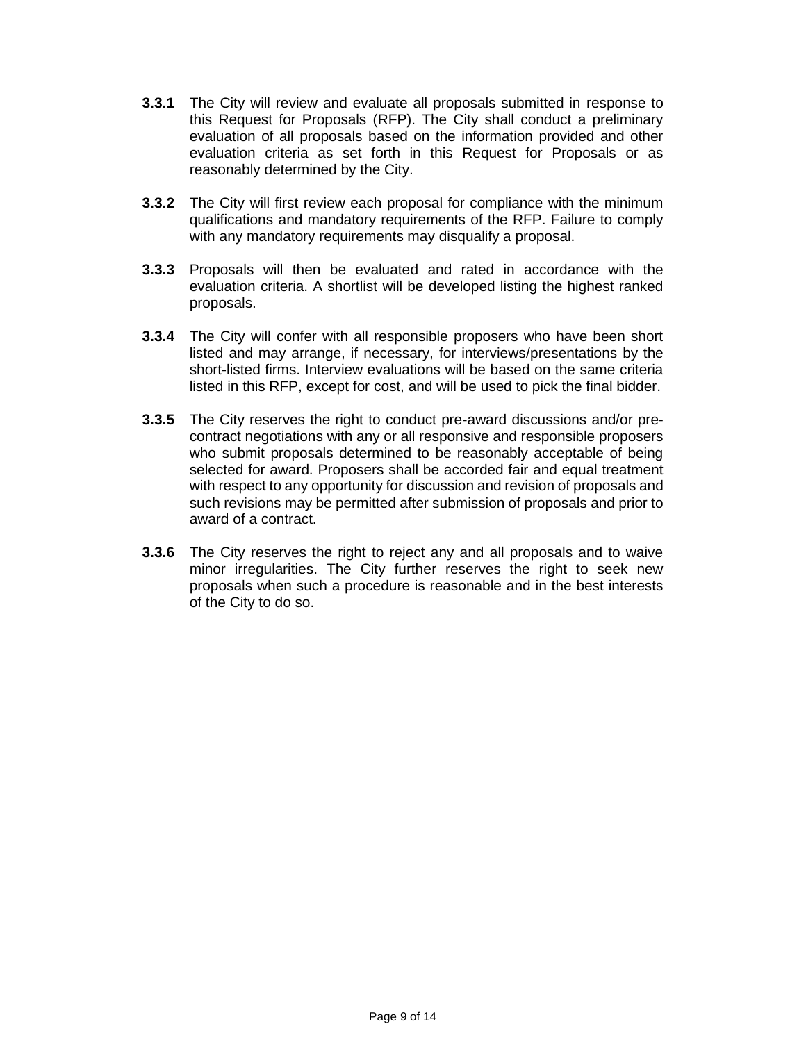**3.3.1** The City will review and evaluate all proposals submitted in response to this Request for Proposals (RFP). The City shall conduct a preliminary evaluation of all proposals based on the information provided and other evaluation criteria as set forth in this Request for Proposals or as reasonably determined by the City.

**3.3.2** The City will first review each proposal for compliance with the minimum qualifications and mandatory requirements of the RFP. Failure to comply with any mandatory requirements may disqualify a proposal.

**3.3.3** Proposals will then be evaluated and rated in accordance with the evaluation criteria. A shortlist will be developed listing the highest ranked proposals.

**3.3.4** The City will confer with all responsible proposers who have been short listed and may arrange, if necessary, for interviews/presentations by the short-listed firms. Interview evaluations will be based on the same criteria listed in this RFP, except for cost, and will be used to pick the final bidder.

**3.3.5** The City reserves the right to conduct pre-award discussions and/or pre-contract negotiations with any or all responsive and responsible proposers who submit proposals determined to be reasonably acceptable of being selected for award. Proposers shall be accorded fair and equal treatment with respect to any opportunity for discussion and revision of proposals and such revisions may be permitted after submission of proposals and prior to award of a contract.

**3.3.6** The City reserves the right to reject any and all proposals and to waive minor irregularities. The City further reserves the right to seek new proposals when such a procedure is reasonable and in the best interests of the City to do so.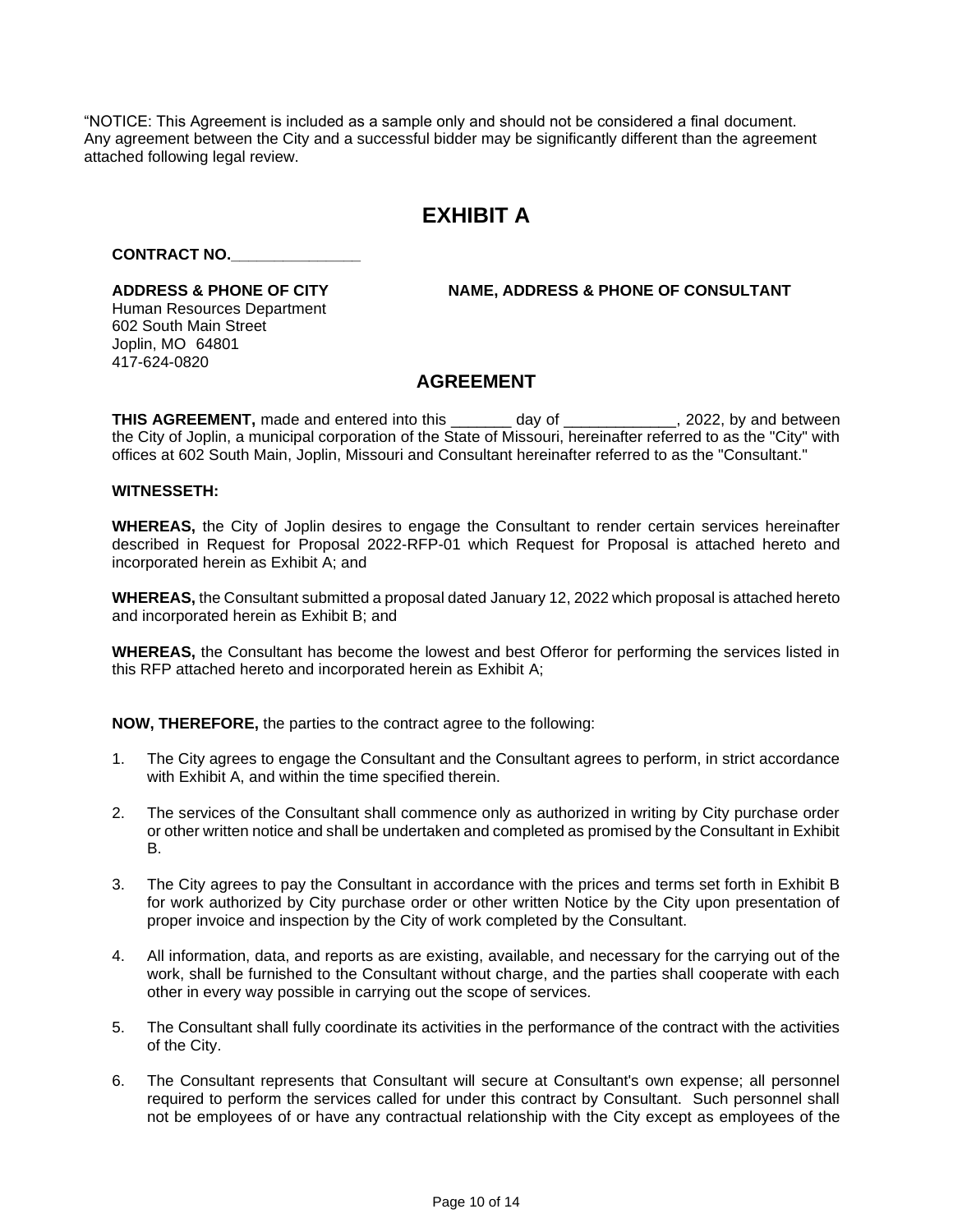"NOTICE: This Agreement is included as a sample only and should not be considered a final document. Any agreement between the City and a successful bidder may be significantly different than the agreement attached following legal review.

# EXHIBIT A

**CONTRACT NO.______________**

**ADDRESS & PHONE OF CITY**
Human Resources Department
602 South Main Street
Joplin, MO 64801
417-624-0820

**NAME, ADDRESS & PHONE OF CONSULTANT**

## AGREEMENT

**THIS AGREEMENT,** made and entered into this _______ day of _____________, 2022, by and between the City of Joplin, a municipal corporation of the State of Missouri, hereinafter referred to as the "City" with offices at 602 South Main, Joplin, Missouri and Consultant hereinafter referred to as the "Consultant."

**WITNESSETH:**

**WHEREAS,** the City of Joplin desires to engage the Consultant to render certain services hereinafter described in Request for Proposal 2022-RFP-01 which Request for Proposal is attached hereto and incorporated herein as Exhibit A; and

**WHEREAS,** the Consultant submitted a proposal dated January 12, 2022 which proposal is attached hereto and incorporated herein as Exhibit B; and

**WHEREAS,** the Consultant has become the lowest and best Offeror for performing the services listed in this RFP attached hereto and incorporated herein as Exhibit A;

**NOW, THEREFORE,** the parties to the contract agree to the following:

1. The City agrees to engage the Consultant and the Consultant agrees to perform, in strict accordance with Exhibit A, and within the time specified therein.

2. The services of the Consultant shall commence only as authorized in writing by City purchase order or other written notice and shall be undertaken and completed as promised by the Consultant in Exhibit B.

3. The City agrees to pay the Consultant in accordance with the prices and terms set forth in Exhibit B for work authorized by City purchase order or other written Notice by the City upon presentation of proper invoice and inspection by the City of work completed by the Consultant.

4. All information, data, and reports as are existing, available, and necessary for the carrying out of the work, shall be furnished to the Consultant without charge, and the parties shall cooperate with each other in every way possible in carrying out the scope of services.

5. The Consultant shall fully coordinate its activities in the performance of the contract with the activities of the City.

6. The Consultant represents that Consultant will secure at Consultant's own expense; all personnel required to perform the services called for under this contract by Consultant. Such personnel shall not be employees of or have any contractual relationship with the City except as employees of the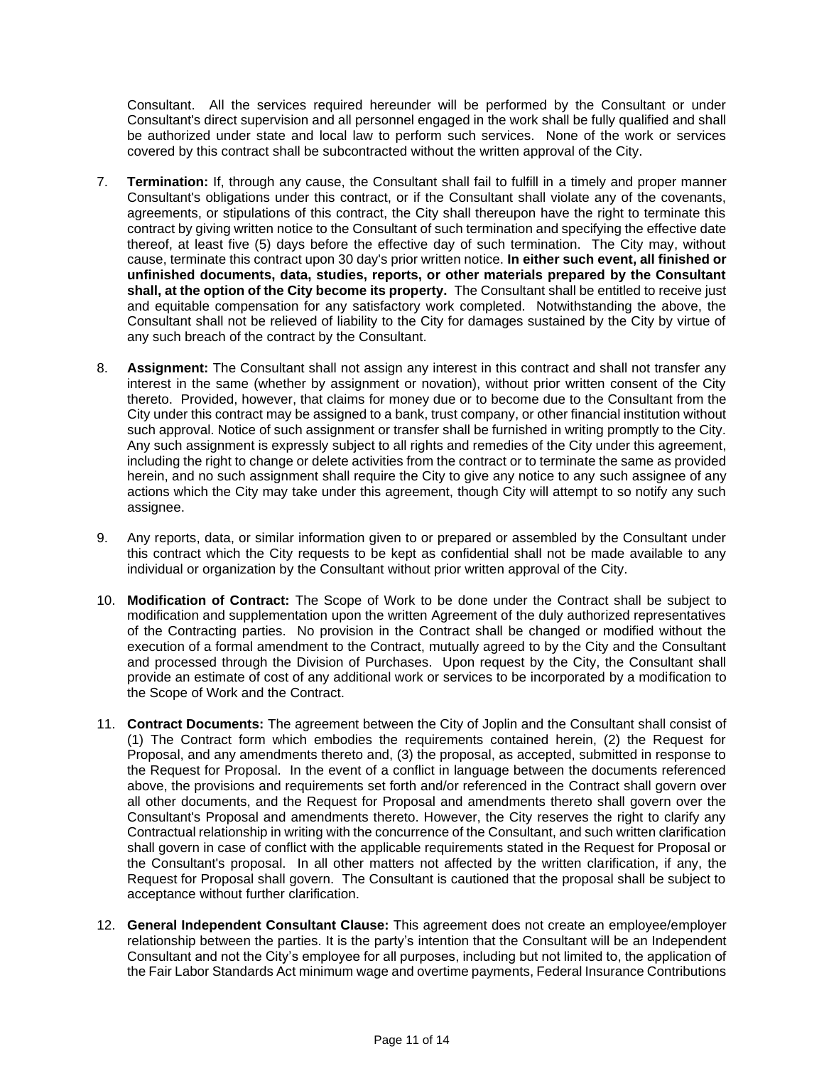Consultant. All the services required hereunder will be performed by the Consultant or under Consultant's direct supervision and all personnel engaged in the work shall be fully qualified and shall be authorized under state and local law to perform such services. None of the work or services covered by this contract shall be subcontracted without the written approval of the City.

7. **Termination:** If, through any cause, the Consultant shall fail to fulfill in a timely and proper manner Consultant's obligations under this contract, or if the Consultant shall violate any of the covenants, agreements, or stipulations of this contract, the City shall thereupon have the right to terminate this contract by giving written notice to the Consultant of such termination and specifying the effective date thereof, at least five (5) days before the effective day of such termination. The City may, without cause, terminate this contract upon 30 day's prior written notice. **In either such event, all finished or unfinished documents, data, studies, reports, or other materials prepared by the Consultant shall, at the option of the City become its property.** The Consultant shall be entitled to receive just and equitable compensation for any satisfactory work completed. Notwithstanding the above, the Consultant shall not be relieved of liability to the City for damages sustained by the City by virtue of any such breach of the contract by the Consultant.

8. **Assignment:** The Consultant shall not assign any interest in this contract and shall not transfer any interest in the same (whether by assignment or novation), without prior written consent of the City thereto. Provided, however, that claims for money due or to become due to the Consultant from the City under this contract may be assigned to a bank, trust company, or other financial institution without such approval. Notice of such assignment or transfer shall be furnished in writing promptly to the City. Any such assignment is expressly subject to all rights and remedies of the City under this agreement, including the right to change or delete activities from the contract or to terminate the same as provided herein, and no such assignment shall require the City to give any notice to any such assignee of any actions which the City may take under this agreement, though City will attempt to so notify any such assignee.

9. Any reports, data, or similar information given to or prepared or assembled by the Consultant under this contract which the City requests to be kept as confidential shall not be made available to any individual or organization by the Consultant without prior written approval of the City.

10. **Modification of Contract:** The Scope of Work to be done under the Contract shall be subject to modification and supplementation upon the written Agreement of the duly authorized representatives of the Contracting parties. No provision in the Contract shall be changed or modified without the execution of a formal amendment to the Contract, mutually agreed to by the City and the Consultant and processed through the Division of Purchases. Upon request by the City, the Consultant shall provide an estimate of cost of any additional work or services to be incorporated by a modification to the Scope of Work and the Contract.

11. **Contract Documents:** The agreement between the City of Joplin and the Consultant shall consist of (1) The Contract form which embodies the requirements contained herein, (2) the Request for Proposal, and any amendments thereto and, (3) the proposal, as accepted, submitted in response to the Request for Proposal. In the event of a conflict in language between the documents referenced above, the provisions and requirements set forth and/or referenced in the Contract shall govern over all other documents, and the Request for Proposal and amendments thereto shall govern over the Consultant's Proposal and amendments thereto. However, the City reserves the right to clarify any Contractual relationship in writing with the concurrence of the Consultant, and such written clarification shall govern in case of conflict with the applicable requirements stated in the Request for Proposal or the Consultant's proposal. In all other matters not affected by the written clarification, if any, the Request for Proposal shall govern. The Consultant is cautioned that the proposal shall be subject to acceptance without further clarification.

12. **General Independent Consultant Clause:** This agreement does not create an employee/employer relationship between the parties. It is the party's intention that the Consultant will be an Independent Consultant and not the City's employee for all purposes, including but not limited to, the application of the Fair Labor Standards Act minimum wage and overtime payments, Federal Insurance Contributions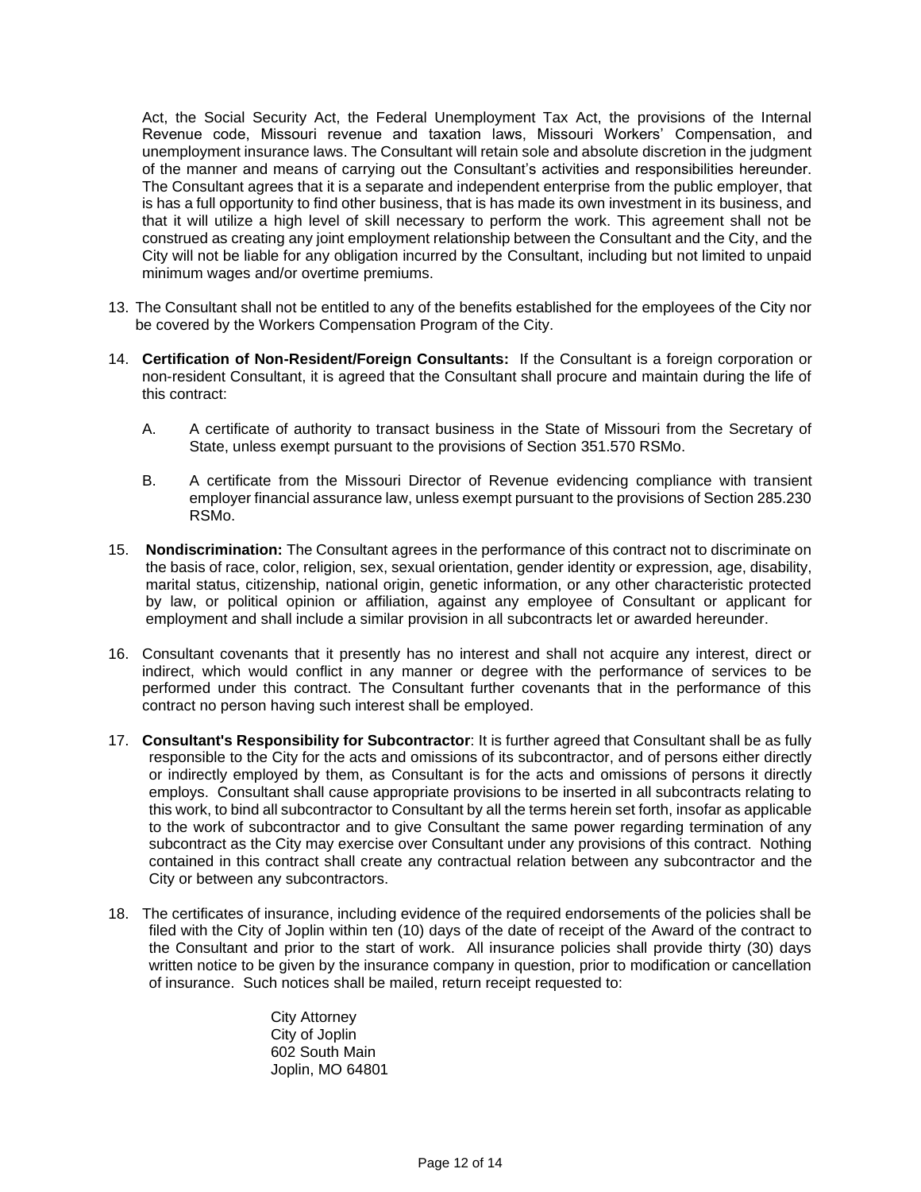Act, the Social Security Act, the Federal Unemployment Tax Act, the provisions of the Internal Revenue code, Missouri revenue and taxation laws, Missouri Workers' Compensation, and unemployment insurance laws. The Consultant will retain sole and absolute discretion in the judgment of the manner and means of carrying out the Consultant's activities and responsibilities hereunder. The Consultant agrees that it is a separate and independent enterprise from the public employer, that is has a full opportunity to find other business, that is has made its own investment in its business, and that it will utilize a high level of skill necessary to perform the work. This agreement shall not be construed as creating any joint employment relationship between the Consultant and the City, and the City will not be liable for any obligation incurred by the Consultant, including but not limited to unpaid minimum wages and/or overtime premiums.

13. The Consultant shall not be entitled to any of the benefits established for the employees of the City nor be covered by the Workers Compensation Program of the City.

14. **Certification of Non-Resident/Foreign Consultants:** If the Consultant is a foreign corporation or non-resident Consultant, it is agreed that the Consultant shall procure and maintain during the life of this contract:

    A. A certificate of authority to transact business in the State of Missouri from the Secretary of State, unless exempt pursuant to the provisions of Section 351.570 RSMo.

    B. A certificate from the Missouri Director of Revenue evidencing compliance with transient employer financial assurance law, unless exempt pursuant to the provisions of Section 285.230 RSMo.

15. **Nondiscrimination:** The Consultant agrees in the performance of this contract not to discriminate on the basis of race, color, religion, sex, sexual orientation, gender identity or expression, age, disability, marital status, citizenship, national origin, genetic information, or any other characteristic protected by law, or political opinion or affiliation, against any employee of Consultant or applicant for employment and shall include a similar provision in all subcontracts let or awarded hereunder.

16. Consultant covenants that it presently has no interest and shall not acquire any interest, direct or indirect, which would conflict in any manner or degree with the performance of services to be performed under this contract. The Consultant further covenants that in the performance of this contract no person having such interest shall be employed.

17. **Consultant's Responsibility for Subcontractor**: It is further agreed that Consultant shall be as fully responsible to the City for the acts and omissions of its subcontractor, and of persons either directly or indirectly employed by them, as Consultant is for the acts and omissions of persons it directly employs. Consultant shall cause appropriate provisions to be inserted in all subcontracts relating to this work, to bind all subcontractor to Consultant by all the terms herein set forth, insofar as applicable to the work of subcontractor and to give Consultant the same power regarding termination of any subcontract as the City may exercise over Consultant under any provisions of this contract. Nothing contained in this contract shall create any contractual relation between any subcontractor and the City or between any subcontractors.

18. The certificates of insurance, including evidence of the required endorsements of the policies shall be filed with the City of Joplin within ten (10) days of the date of receipt of the Award of the contract to the Consultant and prior to the start of work. All insurance policies shall provide thirty (30) days written notice to be given by the insurance company in question, prior to modification or cancellation of insurance. Such notices shall be mailed, return receipt requested to:

    City Attorney
    City of Joplin
    602 South Main
    Joplin, MO 64801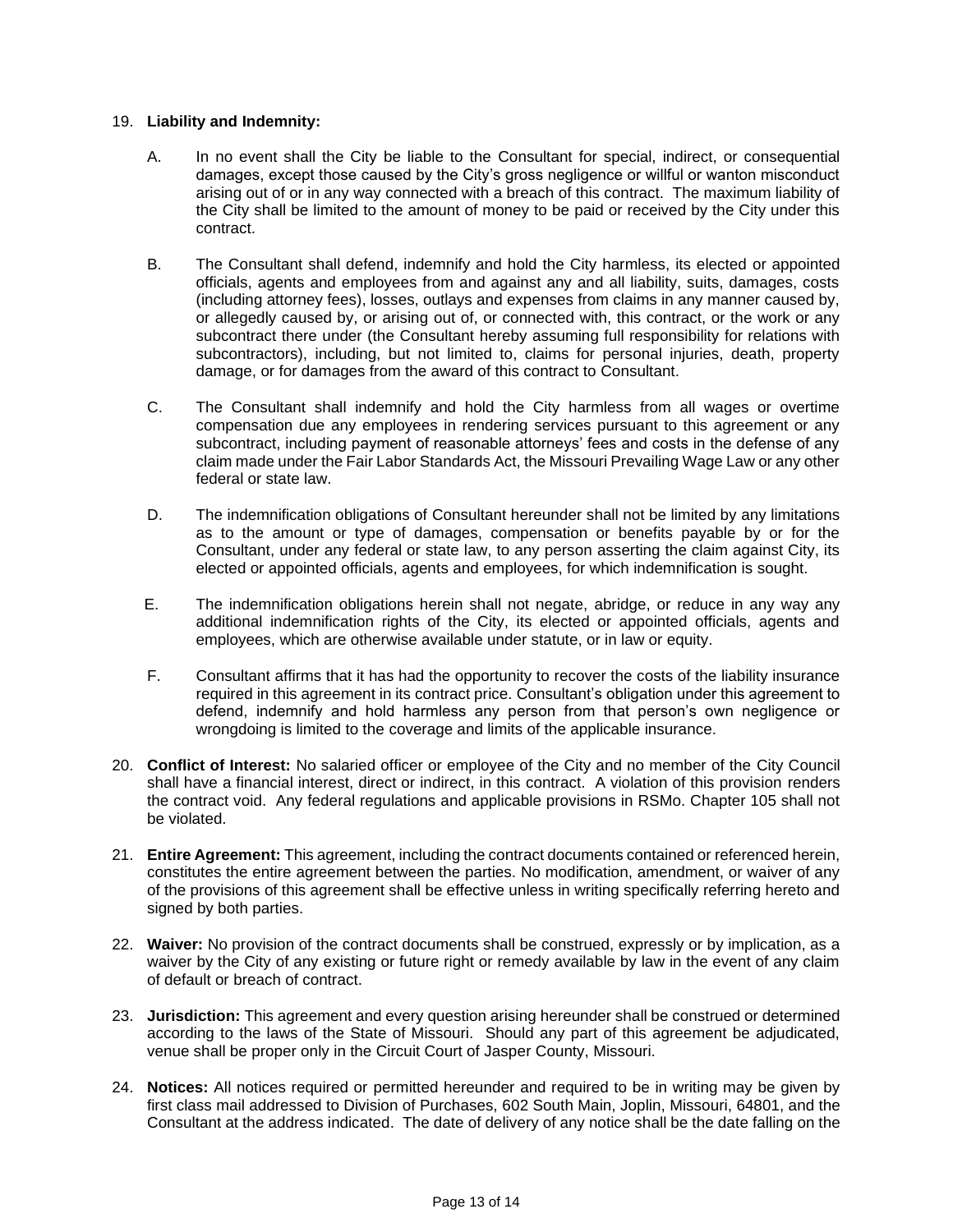19. **Liability and Indemnity:**

    A. In no event shall the City be liable to the Consultant for special, indirect, or consequential damages, except those caused by the City's gross negligence or willful or wanton misconduct arising out of or in any way connected with a breach of this contract. The maximum liability of the City shall be limited to the amount of money to be paid or received by the City under this contract.

    B. The Consultant shall defend, indemnify and hold the City harmless, its elected or appointed officials, agents and employees from and against any and all liability, suits, damages, costs (including attorney fees), losses, outlays and expenses from claims in any manner caused by, or allegedly caused by, or arising out of, or connected with, this contract, or the work or any subcontract there under (the Consultant hereby assuming full responsibility for relations with subcontractors), including, but not limited to, claims for personal injuries, death, property damage, or for damages from the award of this contract to Consultant.

    C. The Consultant shall indemnify and hold the City harmless from all wages or overtime compensation due any employees in rendering services pursuant to this agreement or any subcontract, including payment of reasonable attorneys' fees and costs in the defense of any claim made under the Fair Labor Standards Act, the Missouri Prevailing Wage Law or any other federal or state law.

    D. The indemnification obligations of Consultant hereunder shall not be limited by any limitations as to the amount or type of damages, compensation or benefits payable by or for the Consultant, under any federal or state law, to any person asserting the claim against City, its elected or appointed officials, agents and employees, for which indemnification is sought.

    E. The indemnification obligations herein shall not negate, abridge, or reduce in any way any additional indemnification rights of the City, its elected or appointed officials, agents and employees, which are otherwise available under statute, or in law or equity.

    F. Consultant affirms that it has had the opportunity to recover the costs of the liability insurance required in this agreement in its contract price. Consultant's obligation under this agreement to defend, indemnify and hold harmless any person from that person's own negligence or wrongdoing is limited to the coverage and limits of the applicable insurance.

20. **Conflict of Interest:** No salaried officer or employee of the City and no member of the City Council shall have a financial interest, direct or indirect, in this contract. A violation of this provision renders the contract void. Any federal regulations and applicable provisions in RSMo. Chapter 105 shall not be violated.

21. **Entire Agreement:** This agreement, including the contract documents contained or referenced herein, constitutes the entire agreement between the parties. No modification, amendment, or waiver of any of the provisions of this agreement shall be effective unless in writing specifically referring hereto and signed by both parties.

22. **Waiver:** No provision of the contract documents shall be construed, expressly or by implication, as a waiver by the City of any existing or future right or remedy available by law in the event of any claim of default or breach of contract.

23. **Jurisdiction:** This agreement and every question arising hereunder shall be construed or determined according to the laws of the State of Missouri. Should any part of this agreement be adjudicated, venue shall be proper only in the Circuit Court of Jasper County, Missouri.

24. **Notices:** All notices required or permitted hereunder and required to be in writing may be given by first class mail addressed to Division of Purchases, 602 South Main, Joplin, Missouri, 64801, and the Consultant at the address indicated. The date of delivery of any notice shall be the date falling on the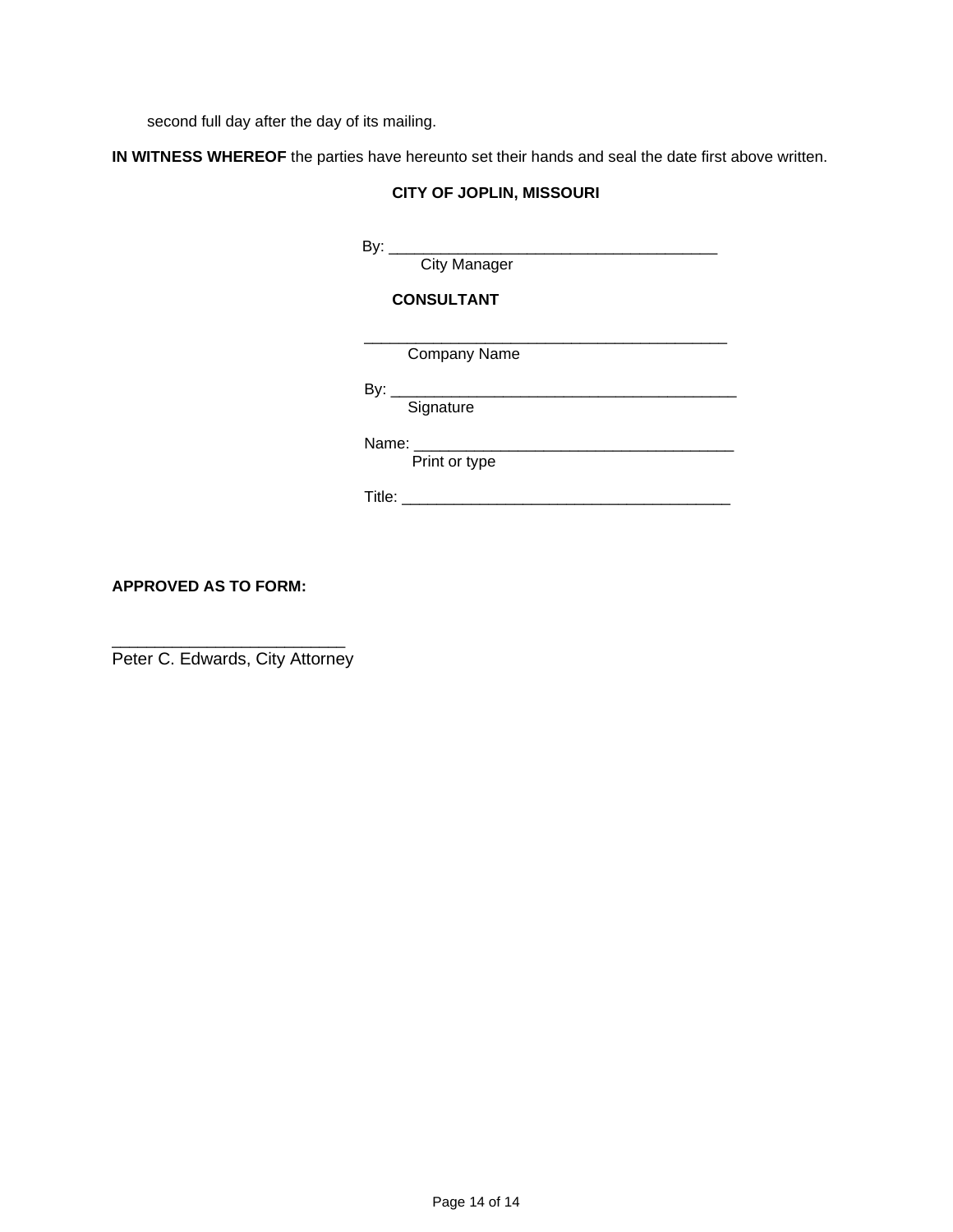second full day after the day of its mailing.

**IN WITNESS WHEREOF** the parties have hereunto set their hands and seal the date first above written.

**CITY OF JOPLIN, MISSOURI**

By: _______________________________________
City Manager

**CONSULTANT**

___________________________________________
Company Name

By: _________________________________________
Signature

Name: ______________________________________
Print or type

Title: ______________________________________

**APPROVED AS TO FORM:**

__________________________
Peter C. Edwards, City Attorney